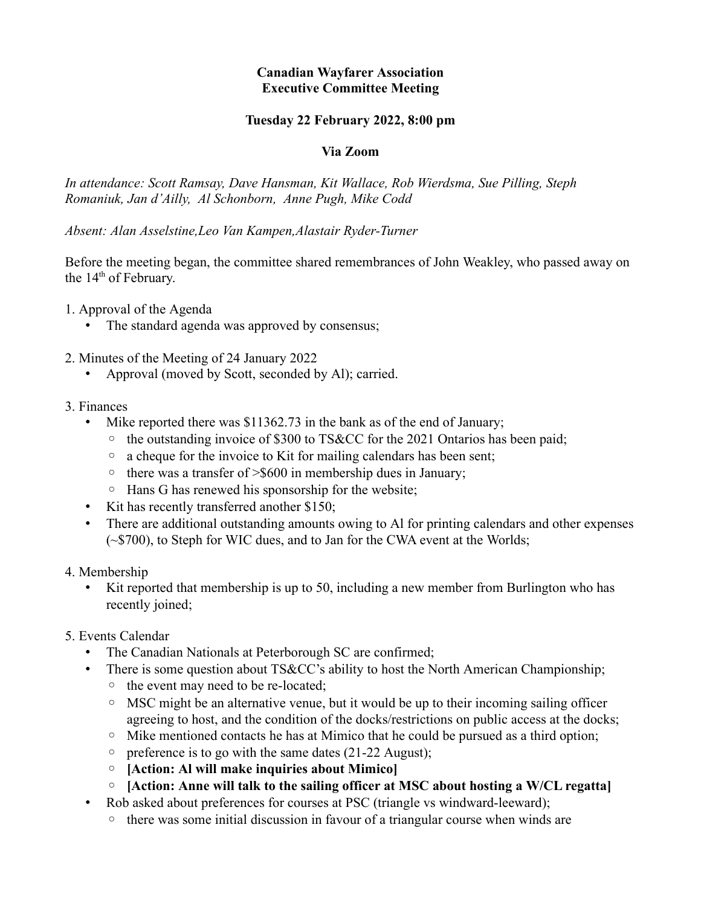**Canadian Wayfarer Association**
**Executive Committee Meeting**

**Tuesday 22 February 2022, 8:00 pm**

**Via Zoom**

*In attendance: Scott Ramsay, Dave Hansman, Kit Wallace, Rob Wierdsma, Sue Pilling, Steph Romaniuk, Jan d'Ailly, Al Schonborn, Anne Pugh, Mike Codd*

*Absent: Alan Asselstine,Leo Van Kampen,Alastair Ryder-Turner*

Before the meeting began, the committee shared remembrances of John Weakley, who passed away on the 14th of February.

1. Approval of the Agenda
   - The standard agenda was approved by consensus;

2. Minutes of the Meeting of 24 January 2022
   - Approval (moved by Scott, seconded by Al); carried.

3. Finances
   - Mike reported there was $11362.73 in the bank as of the end of January;
     - the outstanding invoice of $300 to TS&CC for the 2021 Ontarios has been paid;
     - a cheque for the invoice to Kit for mailing calendars has been sent;
     - there was a transfer of >$600 in membership dues in January;
     - Hans G has renewed his sponsorship for the website;
   - Kit has recently transferred another $150;
   - There are additional outstanding amounts owing to Al for printing calendars and other expenses (~$700), to Steph for WIC dues, and to Jan for the CWA event at the Worlds;

4. Membership
   - Kit reported that membership is up to 50, including a new member from Burlington who has recently joined;

5. Events Calendar
   - The Canadian Nationals at Peterborough SC are confirmed;
   - There is some question about TS&CC's ability to host the North American Championship;
     - the event may need to be re-located;
     - MSC might be an alternative venue, but it would be up to their incoming sailing officer agreeing to host, and the condition of the docks/restrictions on public access at the docks;
     - Mike mentioned contacts he has at Mimico that he could be pursued as a third option;
     - preference is to go with the same dates (21-22 August);
     - **[Action: Al will make inquiries about Mimico]**
     - **[Action: Anne will talk to the sailing officer at MSC about hosting a W/CL regatta]**
   - Rob asked about preferences for courses at PSC (triangle vs windward-leeward);
     - there was some initial discussion in favour of a triangular course when winds are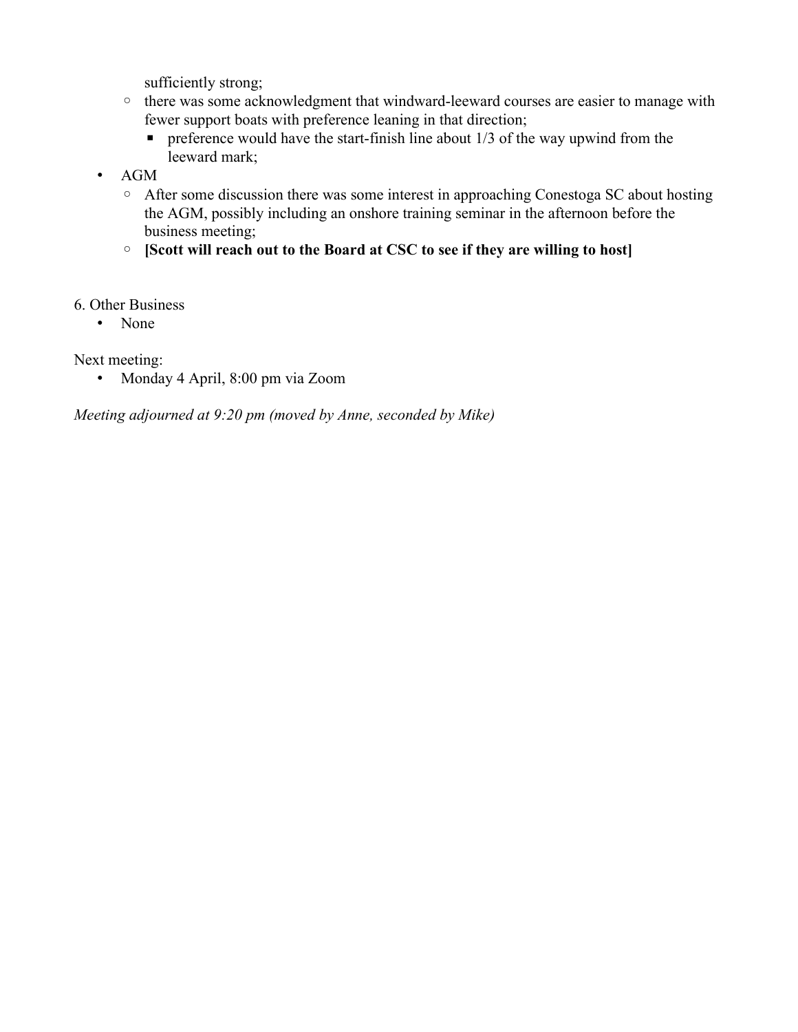- sufficiently strong;
  - there was some acknowledgment that windward-leeward courses are easier to manage with fewer support boats with preference leaning in that direction;
    - preference would have the start-finish line about 1/3 of the way upwind from the leeward mark;
- AGM
  - After some discussion there was some interest in approaching Conestoga SC about hosting the AGM, possibly including an onshore training seminar in the afternoon before the business meeting;
  - **[Scott will reach out to the Board at CSC to see if they are willing to host]**

6. Other Business
- None

Next meeting:
- Monday 4 April, 8:00 pm via Zoom

*Meeting adjourned at 9:20 pm (moved by Anne, seconded by Mike)*